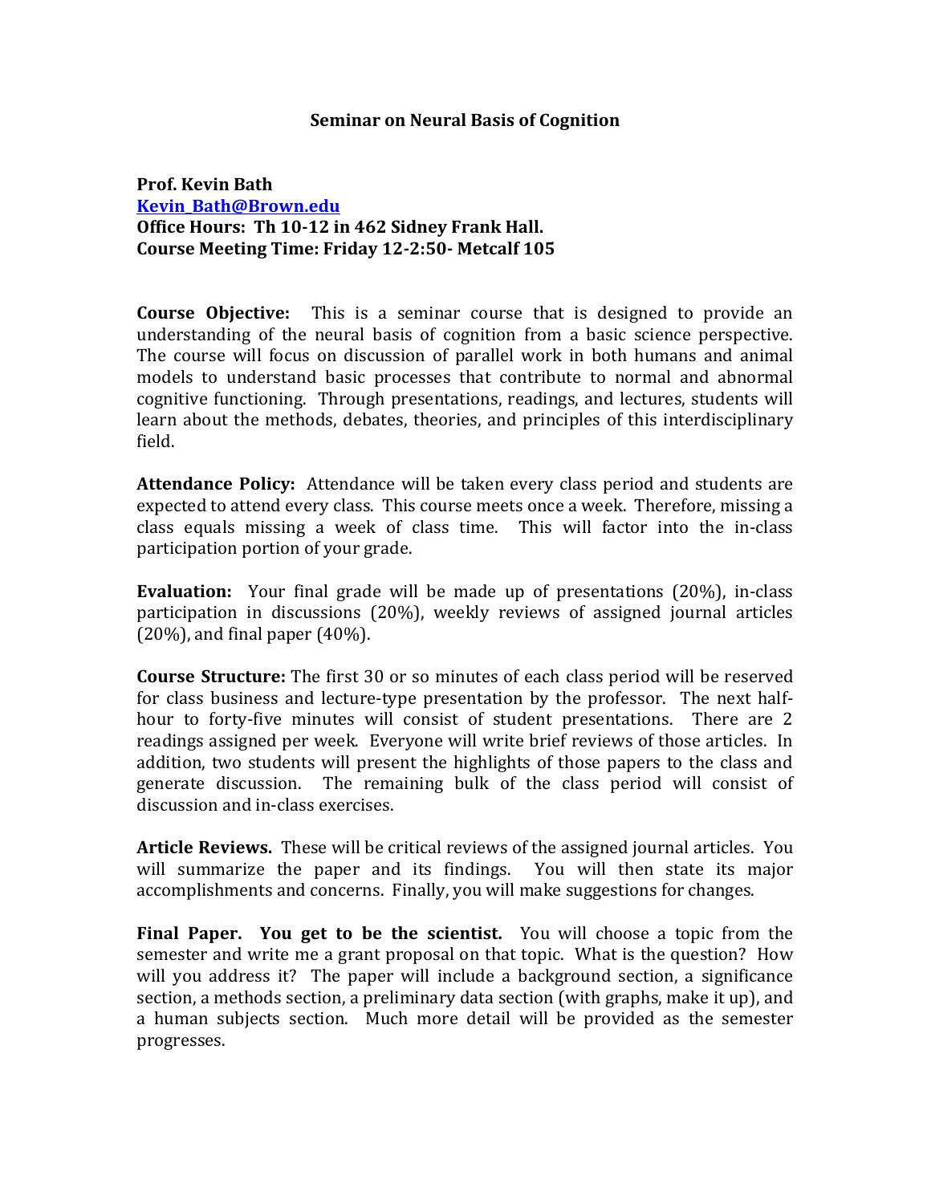# Seminar on Neural Basis of Cognition

**Prof. Kevin Bath**
**[Kevin_Bath@Brown.edu](mailto:Kevin_Bath@Brown.edu)**
**Office Hours: Th 10-12 in 462 Sidney Frank Hall.**
**Course Meeting Time: Friday 12-2:50- Metcalf 105**

**Course Objective:** This is a seminar course that is designed to provide an understanding of the neural basis of cognition from a basic science perspective. The course will focus on discussion of parallel work in both humans and animal models to understand basic processes that contribute to normal and abnormal cognitive functioning. Through presentations, readings, and lectures, students will learn about the methods, debates, theories, and principles of this interdisciplinary field.

**Attendance Policy:** Attendance will be taken every class period and students are expected to attend every class. This course meets once a week. Therefore, missing a class equals missing a week of class time. This will factor into the in-class participation portion of your grade.

**Evaluation:** Your final grade will be made up of presentations (20%), in-class participation in discussions (20%), weekly reviews of assigned journal articles (20%), and final paper (40%).

**Course Structure:** The first 30 or so minutes of each class period will be reserved for class business and lecture-type presentation by the professor. The next half-hour to forty-five minutes will consist of student presentations. There are 2 readings assigned per week. Everyone will write brief reviews of those articles. In addition, two students will present the highlights of those papers to the class and generate discussion. The remaining bulk of the class period will consist of discussion and in-class exercises.

**Article Reviews.** These will be critical reviews of the assigned journal articles. You will summarize the paper and its findings. You will then state its major accomplishments and concerns. Finally, you will make suggestions for changes.

**Final Paper. You get to be the scientist.** You will choose a topic from the semester and write me a grant proposal on that topic. What is the question? How will you address it? The paper will include a background section, a significance section, a methods section, a preliminary data section (with graphs, make it up), and a human subjects section. Much more detail will be provided as the semester progresses.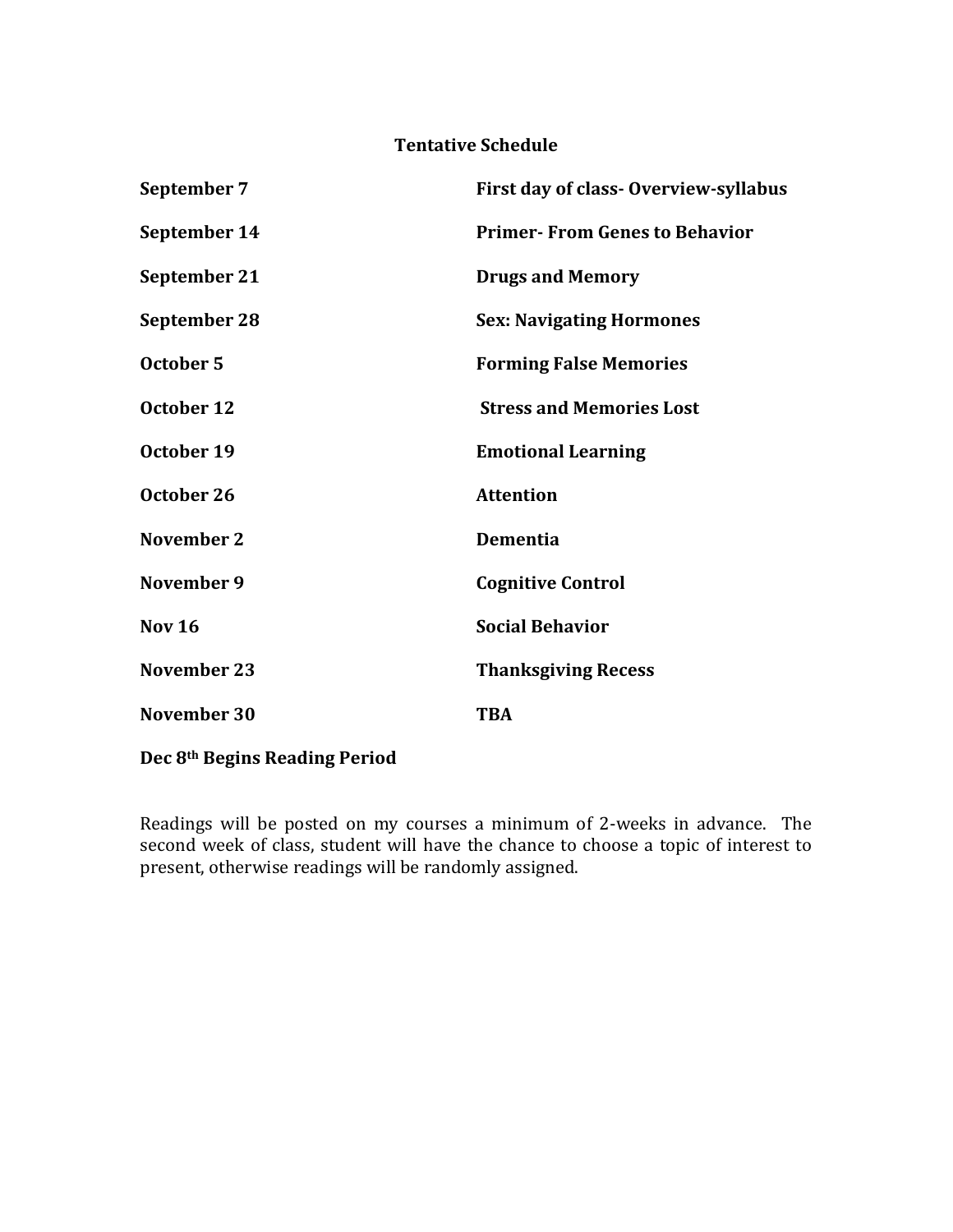**Tentative Schedule**

| | |
|---|---|
| **September 7** | **First day of class- Overview-syllabus** |
| **September 14** | **Primer- From Genes to Behavior** |
| **September 21** | **Drugs and Memory** |
| **September 28** | **Sex: Navigating Hormones** |
| **October 5** | **Forming False Memories** |
| **October 12** | **Stress and Memories Lost** |
| **October 19** | **Emotional Learning** |
| **October 26** | **Attention** |
| **November 2** | **Dementia** |
| **November 9** | **Cognitive Control** |
| **Nov 16** | **Social Behavior** |
| **November 23** | **Thanksgiving Recess** |
| **November 30** | **TBA** |

**Dec 8th Begins Reading Period**

Readings will be posted on my courses a minimum of 2-weeks in advance. The second week of class, student will have the chance to choose a topic of interest to present, otherwise readings will be randomly assigned.